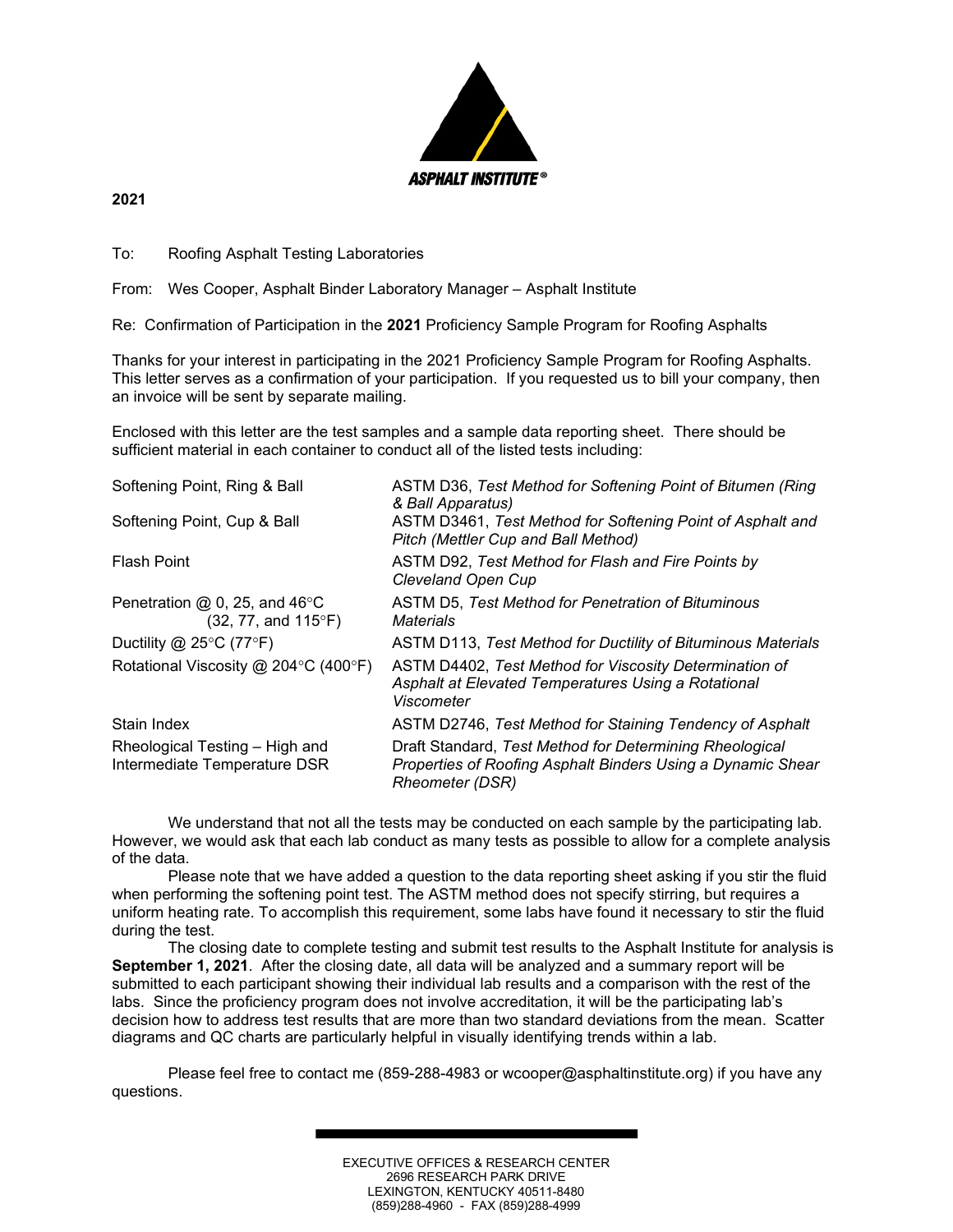ASPHALT INSTITUTE®

**2021**

To: Roofing Asphalt Testing Laboratories

From: Wes Cooper, Asphalt Binder Laboratory Manager – Asphalt Institute

Re: Confirmation of Participation in the **2021** Proficiency Sample Program for Roofing Asphalts

Thanks for your interest in participating in the 2021 Proficiency Sample Program for Roofing Asphalts. This letter serves as a confirmation of your participation. If you requested us to bill your company, then an invoice will be sent by separate mailing.

Enclosed with this letter are the test samples and a sample data reporting sheet. There should be sufficient material in each container to conduct all of the listed tests including:

| Test | Method |
|---|---|
| Softening Point, Ring & Ball | ASTM D36, *Test Method for Softening Point of Bitumen (Ring & Ball Apparatus)* |
| Softening Point, Cup & Ball | ASTM D3461, *Test Method for Softening Point of Asphalt and Pitch (Mettler Cup and Ball Method)* |
| Flash Point | ASTM D92, *Test Method for Flash and Fire Points by Cleveland Open Cup* |
| Penetration @ 0, 25, and 46°C (32, 77, and 115°F) | ASTM D5, *Test Method for Penetration of Bituminous Materials* |
| Ductility @ 25°C (77°F) | ASTM D113, *Test Method for Ductility of Bituminous Materials* |
| Rotational Viscosity @ 204°C (400°F) | ASTM D4402, *Test Method for Viscosity Determination of Asphalt at Elevated Temperatures Using a Rotational Viscometer* |
| Stain Index | ASTM D2746, *Test Method for Staining Tendency of Asphalt* |
| Rheological Testing – High and Intermediate Temperature DSR | Draft Standard, *Test Method for Determining Rheological Properties of Roofing Asphalt Binders Using a Dynamic Shear Rheometer (DSR)* |

We understand that not all the tests may be conducted on each sample by the participating lab. However, we would ask that each lab conduct as many tests as possible to allow for a complete analysis of the data.

Please note that we have added a question to the data reporting sheet asking if you stir the fluid when performing the softening point test. The ASTM method does not specify stirring, but requires a uniform heating rate. To accomplish this requirement, some labs have found it necessary to stir the fluid during the test.

The closing date to complete testing and submit test results to the Asphalt Institute for analysis is **September 1, 2021**. After the closing date, all data will be analyzed and a summary report will be submitted to each participant showing their individual lab results and a comparison with the rest of the labs. Since the proficiency program does not involve accreditation, it will be the participating lab's decision how to address test results that are more than two standard deviations from the mean. Scatter diagrams and QC charts are particularly helpful in visually identifying trends within a lab.

Please feel free to contact me (859-288-4983 or wcooper@asphaltinstitute.org) if you have any questions.

EXECUTIVE OFFICES & RESEARCH CENTER
2696 RESEARCH PARK DRIVE
LEXINGTON, KENTUCKY 40511-8480
(859)288-4960 - FAX (859)288-4999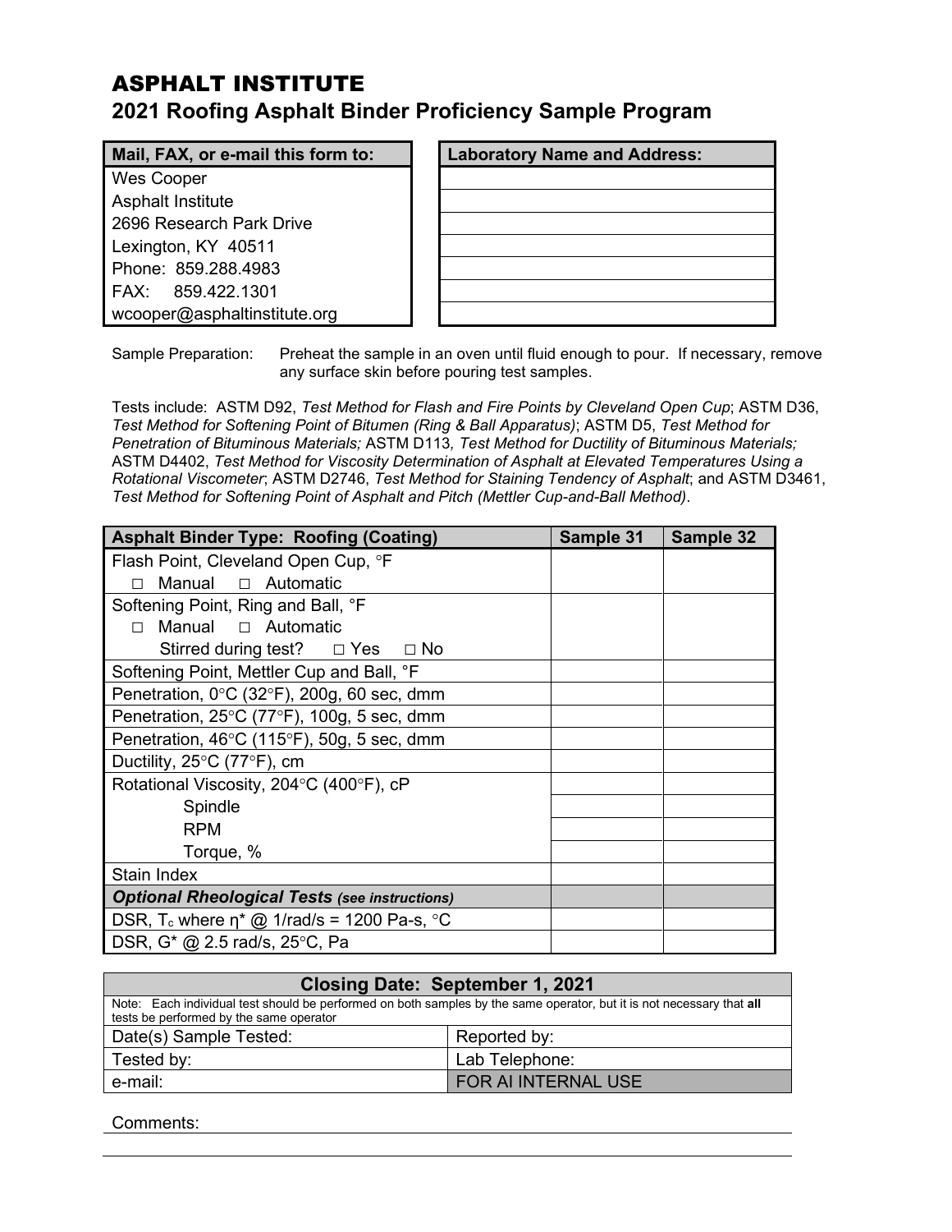# ASPHALT INSTITUTE

## 2021 Roofing Asphalt Binder Proficiency Sample Program

| Mail, FAX, or e-mail this form to: |
|---|
| Wes Cooper |
| Asphalt Institute |
| 2696 Research Park Drive |
| Lexington, KY 40511 |
| Phone: 859.288.4983 |
| FAX: 859.422.1301 |
| wcooper@asphaltinstitute.org |

| Laboratory Name and Address: |
|---|
| |
| |
| |
| |
| |
| |
| |

Sample Preparation: Preheat the sample in an oven until fluid enough to pour. If necessary, remove any surface skin before pouring test samples.

Tests include: ASTM D92, *Test Method for Flash and Fire Points by Cleveland Open Cup*; ASTM D36, *Test Method for Softening Point of Bitumen (Ring & Ball Apparatus)*; ASTM D5, *Test Method for Penetration of Bituminous Materials;* ASTM D113*, Test Method for Ductility of Bituminous Materials;* ASTM D4402, *Test Method for Viscosity Determination of Asphalt at Elevated Temperatures Using a Rotational Viscometer*; ASTM D2746, *Test Method for Staining Tendency of Asphalt*; and ASTM D3461, *Test Method for Softening Point of Asphalt and Pitch (Mettler Cup-and-Ball Method)*.

| Asphalt Binder Type: Roofing (Coating) | Sample 31 | Sample 32 |
|---|---|---|
| Flash Point, Cleveland Open Cup, °F<br>□ Manual □ Automatic | | |
| Softening Point, Ring and Ball, °F<br>□ Manual □ Automatic<br>Stirred during test? □ Yes □ No | | |
| Softening Point, Mettler Cup and Ball, °F | | |
| Penetration, 0°C (32°F), 200g, 60 sec, dmm | | |
| Penetration, 25°C (77°F), 100g, 5 sec, dmm | | |
| Penetration, 46°C (115°F), 50g, 5 sec, dmm | | |
| Ductility, 25°C (77°F), cm | | |
| Rotational Viscosity, 204°C (400°F), cP | | |
| Spindle | | |
| RPM | | |
| Torque, % | | |
| Stain Index | | |
| ***Optional Rheological Tests** (see instructions)* | | |
| DSR, $T_c$ where η* @ 1/rad/s = 1200 Pa-s, °C | | |
| DSR, G* @ 2.5 rad/s, 25°C, Pa | | |

| Closing Date: September 1, 2021 | |
|---|---|
| Note: Each individual test should be performed on both samples by the same operator, but it is not necessary that **all** tests be performed by the same operator | |
| Date(s) Sample Tested: | Reported by: |
| Tested by: | Lab Telephone: |
| e-mail: | FOR AI INTERNAL USE |

Comments: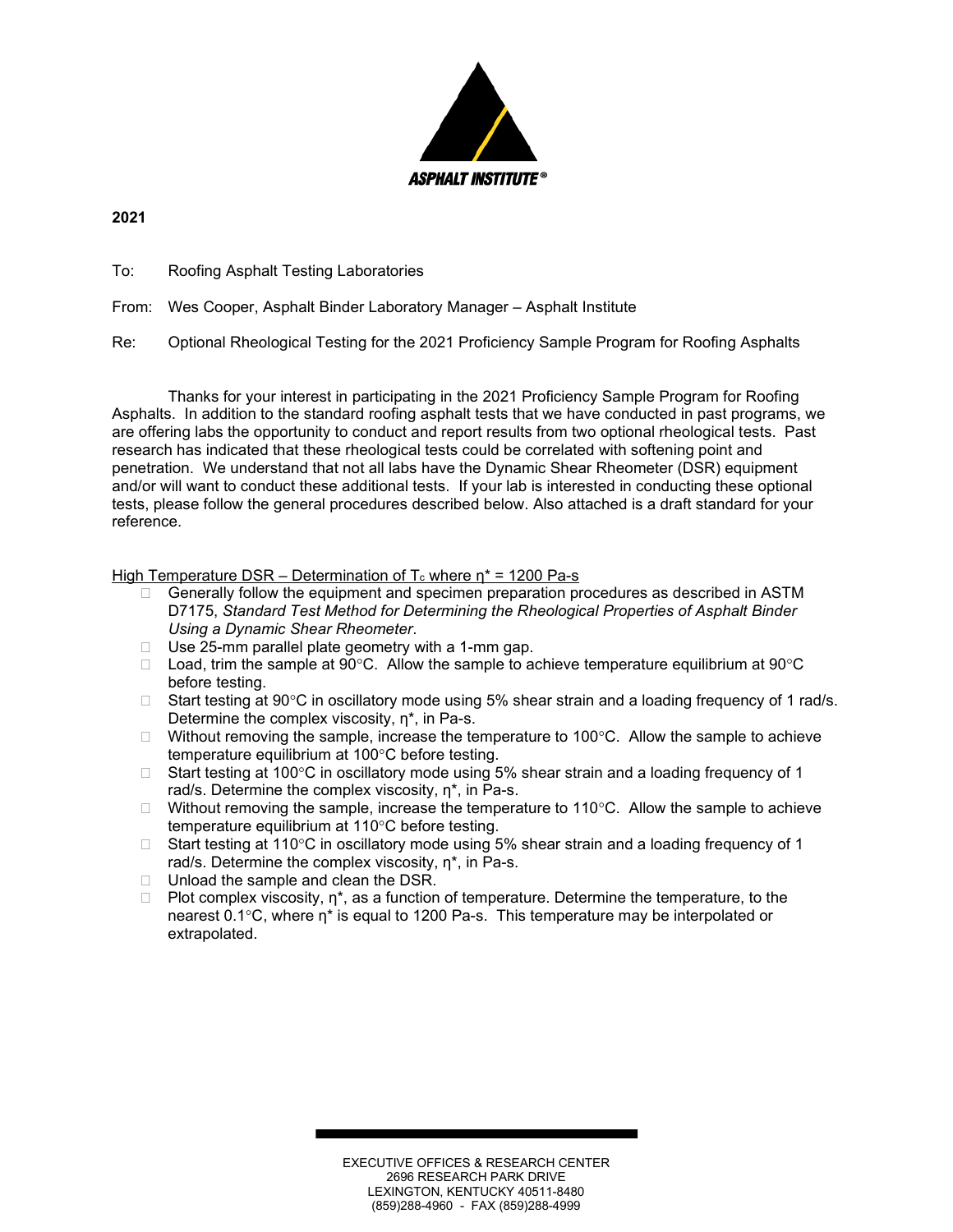**2021**

To: Roofing Asphalt Testing Laboratories

From: Wes Cooper, Asphalt Binder Laboratory Manager – Asphalt Institute

Re: Optional Rheological Testing for the 2021 Proficiency Sample Program for Roofing Asphalts

Thanks for your interest in participating in the 2021 Proficiency Sample Program for Roofing Asphalts. In addition to the standard roofing asphalt tests that we have conducted in past programs, we are offering labs the opportunity to conduct and report results from two optional rheological tests. Past research has indicated that these rheological tests could be correlated with softening point and penetration. We understand that not all labs have the Dynamic Shear Rheometer (DSR) equipment and/or will want to conduct these additional tests. If your lab is interested in conducting these optional tests, please follow the general procedures described below. Also attached is a draft standard for your reference.

High Temperature DSR – Determination of $T_c$ where $\eta^*$ = 1200 Pa-s

- Generally follow the equipment and specimen preparation procedures as described in ASTM D7175, *Standard Test Method for Determining the Rheological Properties of Asphalt Binder Using a Dynamic Shear Rheometer*.
- Use 25-mm parallel plate geometry with a 1-mm gap.
- Load, trim the sample at 90°C. Allow the sample to achieve temperature equilibrium at 90°C before testing.
- Start testing at 90°C in oscillatory mode using 5% shear strain and a loading frequency of 1 rad/s. Determine the complex viscosity, $\eta^*$, in Pa-s.
- Without removing the sample, increase the temperature to 100°C. Allow the sample to achieve temperature equilibrium at 100°C before testing.
- Start testing at 100°C in oscillatory mode using 5% shear strain and a loading frequency of 1 rad/s. Determine the complex viscosity, $\eta^*$, in Pa-s.
- Without removing the sample, increase the temperature to 110°C. Allow the sample to achieve temperature equilibrium at 110°C before testing.
- Start testing at 110°C in oscillatory mode using 5% shear strain and a loading frequency of 1 rad/s. Determine the complex viscosity, $\eta^*$, in Pa-s.
- Unload the sample and clean the DSR.
- Plot complex viscosity, $\eta^*$, as a function of temperature. Determine the temperature, to the nearest 0.1°C, where $\eta^*$ is equal to 1200 Pa-s. This temperature may be interpolated or extrapolated.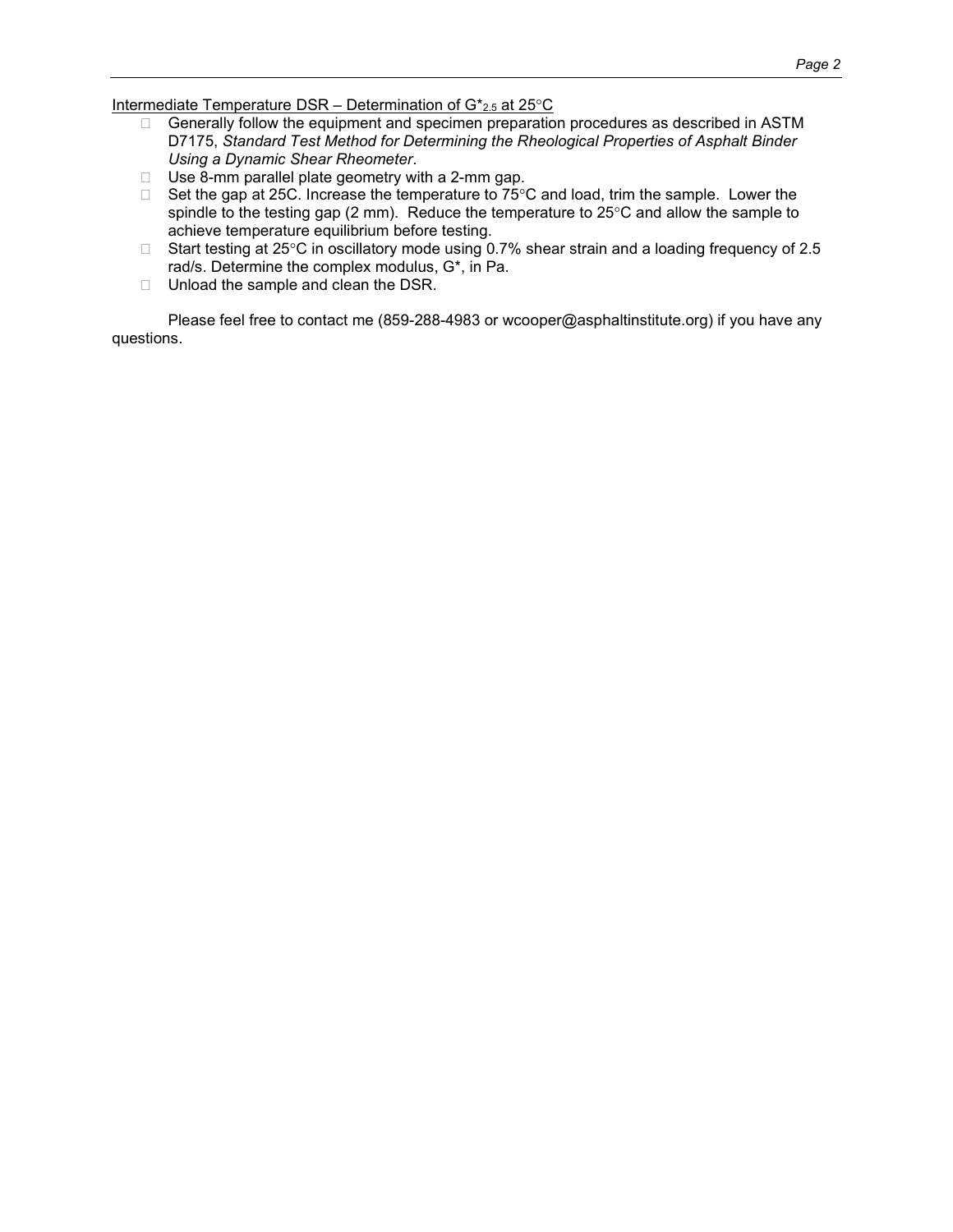Intermediate Temperature DSR – Determination of $G^*_{2.5}$ at 25°C

- Generally follow the equipment and specimen preparation procedures as described in ASTM D7175, *Standard Test Method for Determining the Rheological Properties of Asphalt Binder Using a Dynamic Shear Rheometer*.
- Use 8-mm parallel plate geometry with a 2-mm gap.
- Set the gap at 25C. Increase the temperature to 75°C and load, trim the sample. Lower the spindle to the testing gap (2 mm). Reduce the temperature to 25°C and allow the sample to achieve temperature equilibrium before testing.
- Start testing at 25°C in oscillatory mode using 0.7% shear strain and a loading frequency of 2.5 rad/s. Determine the complex modulus, G*, in Pa.
- Unload the sample and clean the DSR.

Please feel free to contact me (859-288-4983 or wcooper@asphaltinstitute.org) if you have any questions.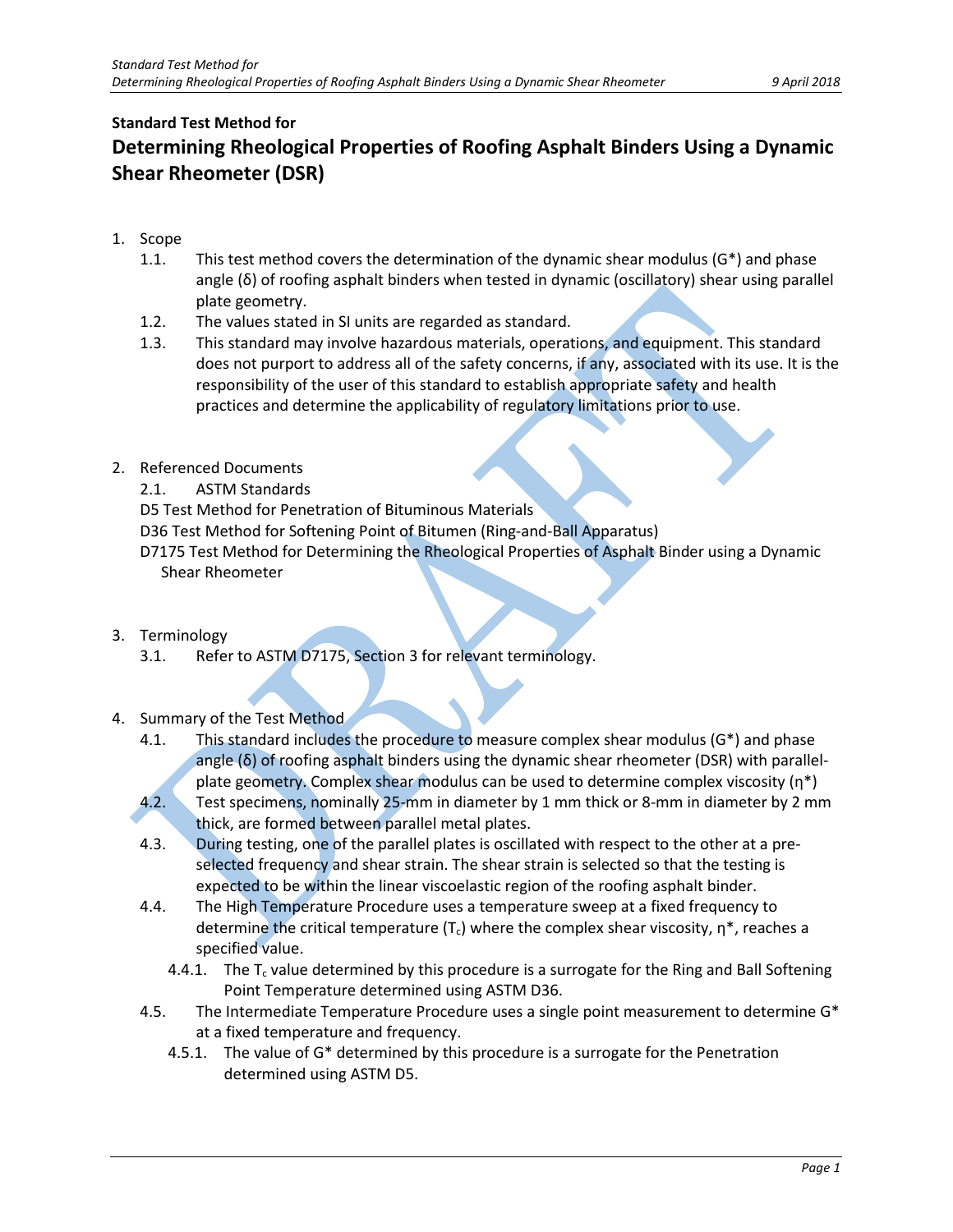**Standard Test Method for**

# Determining Rheological Properties of Roofing Asphalt Binders Using a Dynamic Shear Rheometer (DSR)

1. Scope
   - 1.1. This test method covers the determination of the dynamic shear modulus (G*) and phase angle (δ) of roofing asphalt binders when tested in dynamic (oscillatory) shear using parallel plate geometry.
   - 1.2. The values stated in SI units are regarded as standard.
   - 1.3. This standard may involve hazardous materials, operations, and equipment. This standard does not purport to address all of the safety concerns, if any, associated with its use. It is the responsibility of the user of this standard to establish appropriate safety and health practices and determine the applicability of regulatory limitations prior to use.

2. Referenced Documents
   - 2.1. ASTM Standards

   D5 Test Method for Penetration of Bituminous Materials

   D36 Test Method for Softening Point of Bitumen (Ring-and-Ball Apparatus)

   D7175 Test Method for Determining the Rheological Properties of Asphalt Binder using a Dynamic Shear Rheometer

3. Terminology
   - 3.1. Refer to ASTM D7175, Section 3 for relevant terminology.

4. Summary of the Test Method
   - 4.1. This standard includes the procedure to measure complex shear modulus (G*) and phase angle (δ) of roofing asphalt binders using the dynamic shear rheometer (DSR) with parallel-plate geometry. Complex shear modulus can be used to determine complex viscosity (η*)
   - 4.2. Test specimens, nominally 25-mm in diameter by 1 mm thick or 8-mm in diameter by 2 mm thick, are formed between parallel metal plates.
   - 4.3. During testing, one of the parallel plates is oscillated with respect to the other at a pre-selected frequency and shear strain. The shear strain is selected so that the testing is expected to be within the linear viscoelastic region of the roofing asphalt binder.
   - 4.4. The High Temperature Procedure uses a temperature sweep at a fixed frequency to determine the critical temperature ($T_c$) where the complex shear viscosity, η*, reaches a specified value.
     - 4.4.1. The $T_c$ value determined by this procedure is a surrogate for the Ring and Ball Softening Point Temperature determined using ASTM D36.
   - 4.5. The Intermediate Temperature Procedure uses a single point measurement to determine G* at a fixed temperature and frequency.
     - 4.5.1. The value of G* determined by this procedure is a surrogate for the Penetration determined using ASTM D5.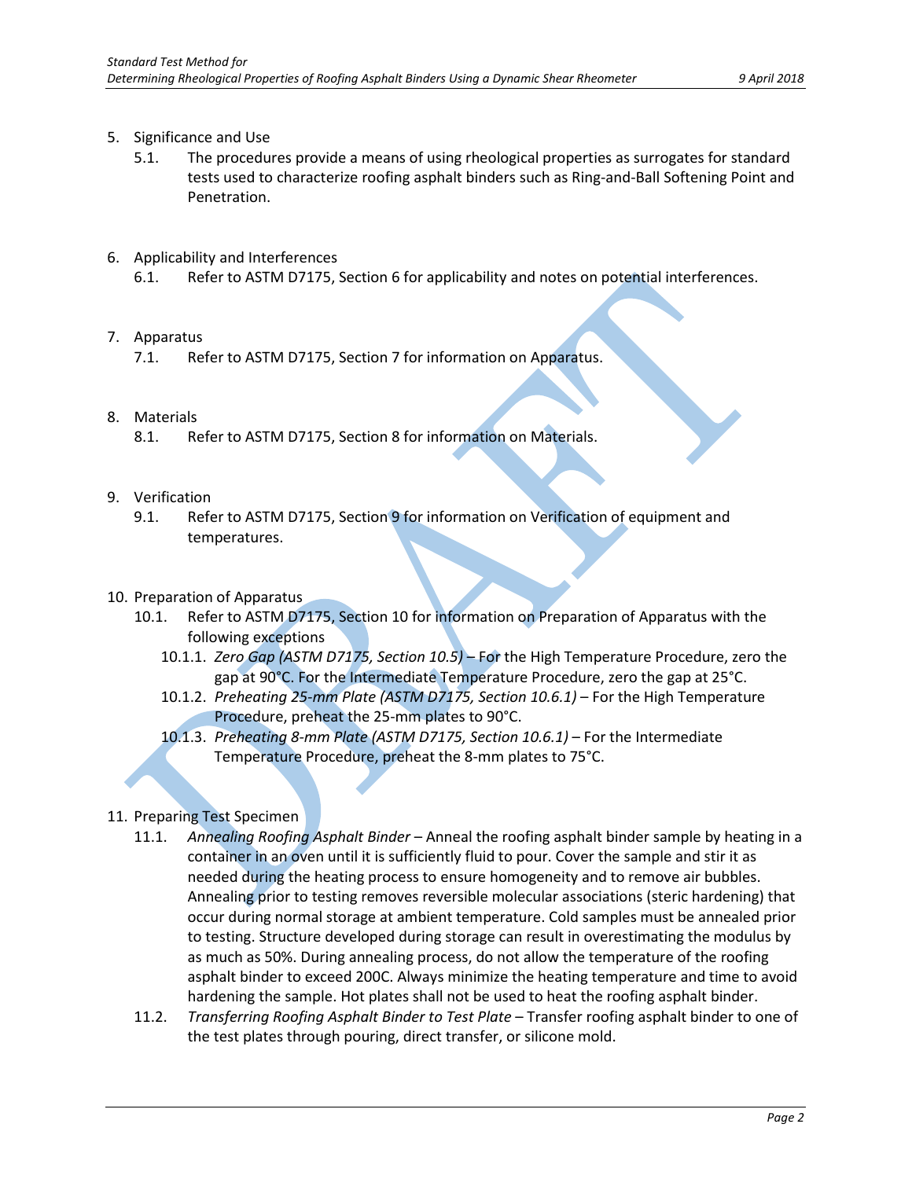5. Significance and Use
   - 5.1. The procedures provide a means of using rheological properties as surrogates for standard tests used to characterize roofing asphalt binders such as Ring-and-Ball Softening Point and Penetration.

6. Applicability and Interferences
   - 6.1. Refer to ASTM D7175, Section 6 for applicability and notes on potential interferences.

7. Apparatus
   - 7.1. Refer to ASTM D7175, Section 7 for information on Apparatus.

8. Materials
   - 8.1. Refer to ASTM D7175, Section 8 for information on Materials.

9. Verification
   - 9.1. Refer to ASTM D7175, Section 9 for information on Verification of equipment and temperatures.

10. Preparation of Apparatus
    - 10.1. Refer to ASTM D7175, Section 10 for information on Preparation of Apparatus with the following exceptions
      - 10.1.1. *Zero Gap (ASTM D7175, Section 10.5)* – For the High Temperature Procedure, zero the gap at 90°C. For the Intermediate Temperature Procedure, zero the gap at 25°C.
      - 10.1.2. *Preheating 25-mm Plate (ASTM D7175, Section 10.6.1)* – For the High Temperature Procedure, preheat the 25-mm plates to 90°C.
      - 10.1.3. *Preheating 8-mm Plate (ASTM D7175, Section 10.6.1)* – For the Intermediate Temperature Procedure, preheat the 8-mm plates to 75°C.

11. Preparing Test Specimen
    - 11.1. *Annealing Roofing Asphalt Binder* – Anneal the roofing asphalt binder sample by heating in a container in an oven until it is sufficiently fluid to pour. Cover the sample and stir it as needed during the heating process to ensure homogeneity and to remove air bubbles. Annealing prior to testing removes reversible molecular associations (steric hardening) that occur during normal storage at ambient temperature. Cold samples must be annealed prior to testing. Structure developed during storage can result in overestimating the modulus by as much as 50%. During annealing process, do not allow the temperature of the roofing asphalt binder to exceed 200C. Always minimize the heating temperature and time to avoid hardening the sample. Hot plates shall not be used to heat the roofing asphalt binder.
    - 11.2. *Transferring Roofing Asphalt Binder to Test Plate* – Transfer roofing asphalt binder to one of the test plates through pouring, direct transfer, or silicone mold.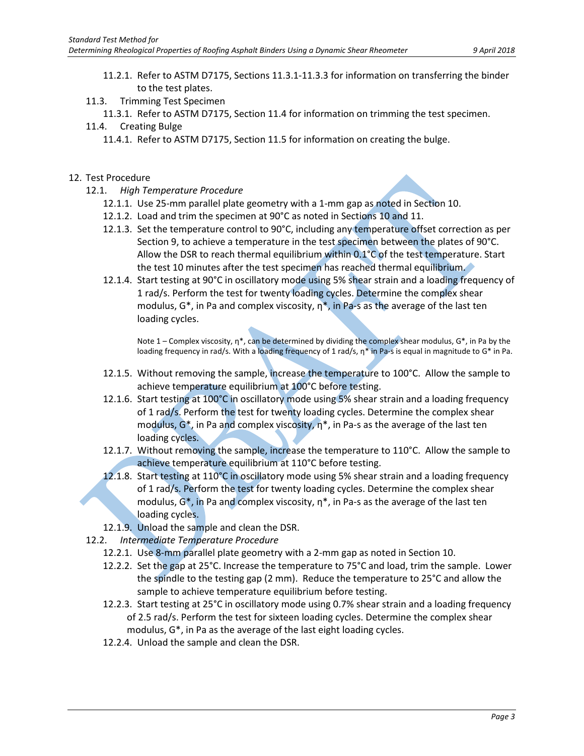11.2.1. Refer to ASTM D7175, Sections 11.3.1-11.3.3 for information on transferring the binder to the test plates.

11.3. Trimming Test Specimen

11.3.1. Refer to ASTM D7175, Section 11.4 for information on trimming the test specimen.

11.4. Creating Bulge

11.4.1. Refer to ASTM D7175, Section 11.5 for information on creating the bulge.

## 12. Test Procedure

### 12.1. *High Temperature Procedure*

12.1.1. Use 25-mm parallel plate geometry with a 1-mm gap as noted in Section 10.

12.1.2. Load and trim the specimen at 90°C as noted in Sections 10 and 11.

12.1.3. Set the temperature control to 90°C, including any temperature offset correction as per Section 9, to achieve a temperature in the test specimen between the plates of 90°C. Allow the DSR to reach thermal equilibrium within 0.1°C of the test temperature. Start the test 10 minutes after the test specimen has reached thermal equilibrium.

12.1.4. Start testing at 90°C in oscillatory mode using 5% shear strain and a loading frequency of 1 rad/s. Perform the test for twenty loading cycles. Determine the complex shear modulus, G*, in Pa and complex viscosity, η*, in Pa-s as the average of the last ten loading cycles.

Note 1 – Complex viscosity, η*, can be determined by dividing the complex shear modulus, G*, in Pa by the loading frequency in rad/s. With a loading frequency of 1 rad/s, η* in Pa-s is equal in magnitude to G* in Pa.

12.1.5. Without removing the sample, increase the temperature to 100°C. Allow the sample to achieve temperature equilibrium at 100°C before testing.

12.1.6. Start testing at 100°C in oscillatory mode using 5% shear strain and a loading frequency of 1 rad/s. Perform the test for twenty loading cycles. Determine the complex shear modulus, G*, in Pa and complex viscosity, η*, in Pa-s as the average of the last ten loading cycles.

12.1.7. Without removing the sample, increase the temperature to 110°C. Allow the sample to achieve temperature equilibrium at 110°C before testing.

12.1.8. Start testing at 110°C in oscillatory mode using 5% shear strain and a loading frequency of 1 rad/s. Perform the test for twenty loading cycles. Determine the complex shear modulus, G*, in Pa and complex viscosity, η*, in Pa-s as the average of the last ten loading cycles.

12.1.9. Unload the sample and clean the DSR.

### 12.2. *Intermediate Temperature Procedure*

12.2.1. Use 8-mm parallel plate geometry with a 2-mm gap as noted in Section 10.

12.2.2. Set the gap at 25°C. Increase the temperature to 75°C and load, trim the sample. Lower the spindle to the testing gap (2 mm). Reduce the temperature to 25°C and allow the sample to achieve temperature equilibrium before testing.

12.2.3. Start testing at 25°C in oscillatory mode using 0.7% shear strain and a loading frequency of 2.5 rad/s. Perform the test for sixteen loading cycles. Determine the complex shear modulus, G*, in Pa as the average of the last eight loading cycles.

12.2.4. Unload the sample and clean the DSR.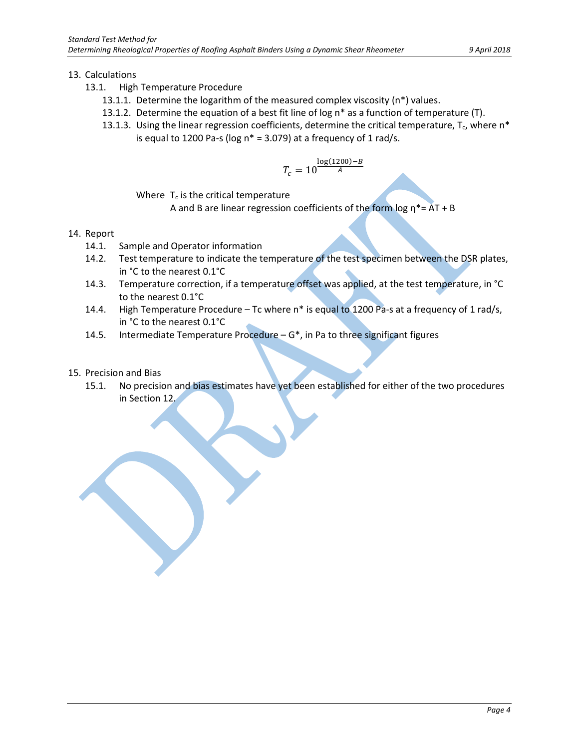13. Calculations

13.1. High Temperature Procedure

13.1.1. Determine the logarithm of the measured complex viscosity (n*) values.

13.1.2. Determine the equation of a best fit line of log n* as a function of temperature (T).

13.1.3. Using the linear regression coefficients, determine the critical temperature, $T_c$, where n* is equal to 1200 Pa-s (log n* = 3.079) at a frequency of 1 rad/s.

$$T_c = 10^{\frac{\log(1200)-B}{A}}$$

Where $T_c$ is the critical temperature

A and B are linear regression coefficients of the form $\log \eta^* = AT + B$

14. Report

14.1. Sample and Operator information

14.2. Test temperature to indicate the temperature of the test specimen between the DSR plates, in °C to the nearest 0.1°C

14.3. Temperature correction, if a temperature offset was applied, at the test temperature, in °C to the nearest 0.1°C

14.4. High Temperature Procedure – Tc where n* is equal to 1200 Pa-s at a frequency of 1 rad/s, in °C to the nearest 0.1°C

14.5. Intermediate Temperature Procedure – G*, in Pa to three significant figures

15. Precision and Bias

15.1. No precision and bias estimates have yet been established for either of the two procedures in Section 12.